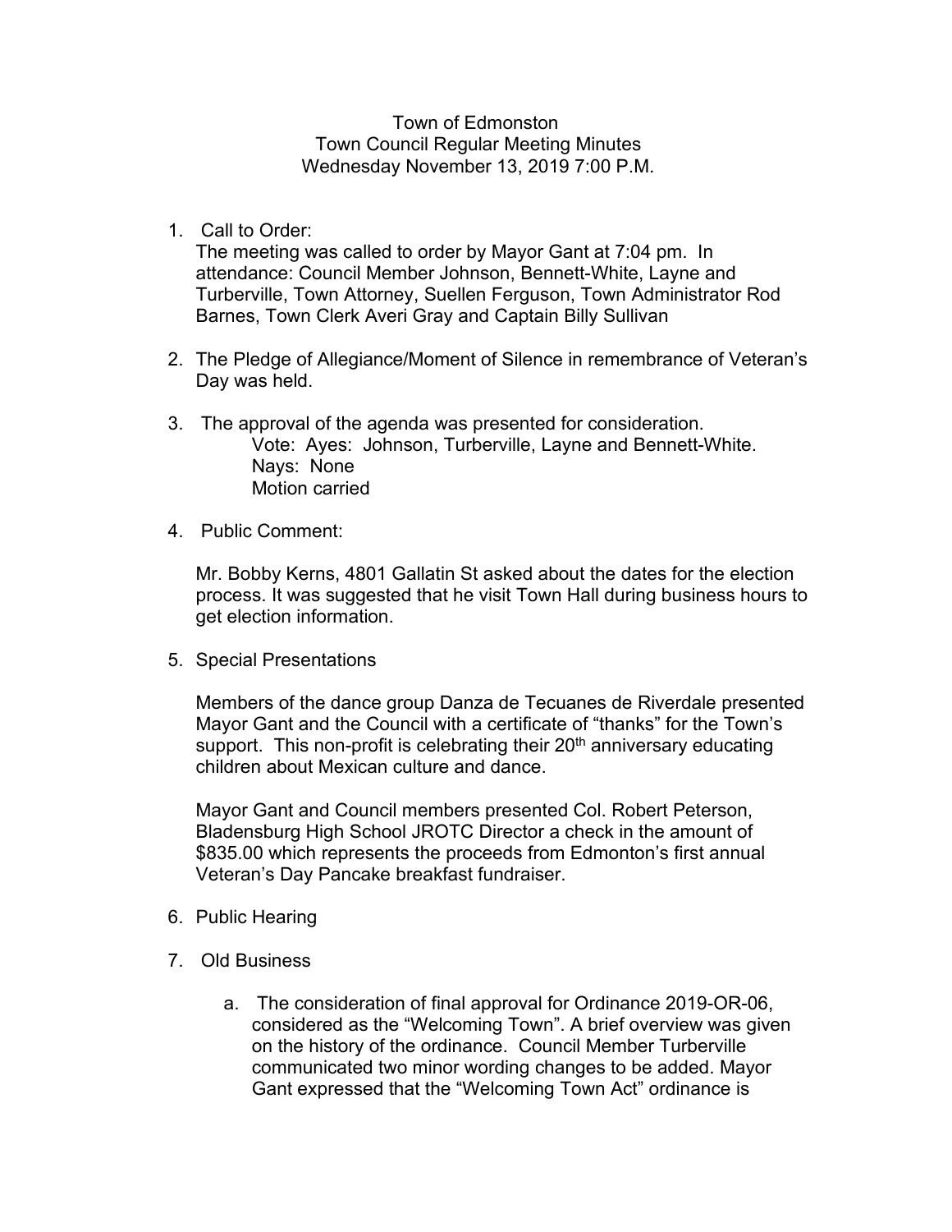Town of Edmonston
Town Council Regular Meeting Minutes
Wednesday November 13, 2019 7:00 P.M.

1. Call to Order:
   The meeting was called to order by Mayor Gant at 7:04 pm. In attendance: Council Member Johnson, Bennett-White, Layne and Turberville, Town Attorney, Suellen Ferguson, Town Administrator Rod Barnes, Town Clerk Averi Gray and Captain Billy Sullivan

2. The Pledge of Allegiance/Moment of Silence in remembrance of Veteran's Day was held.

3. The approval of the agenda was presented for consideration.
   Vote: Ayes: Johnson, Turberville, Layne and Bennett-White.
   Nays: None
   Motion carried

4. Public Comment:

   Mr. Bobby Kerns, 4801 Gallatin St asked about the dates for the election process. It was suggested that he visit Town Hall during business hours to get election information.

5. Special Presentations

   Members of the dance group Danza de Tecuanes de Riverdale presented Mayor Gant and the Council with a certificate of "thanks" for the Town's support. This non-profit is celebrating their 20th anniversary educating children about Mexican culture and dance.

   Mayor Gant and Council members presented Col. Robert Peterson, Bladensburg High School JROTC Director a check in the amount of $835.00 which represents the proceeds from Edmonton's first annual Veteran's Day Pancake breakfast fundraiser.

6. Public Hearing

7. Old Business

   a. The consideration of final approval for Ordinance 2019-OR-06, considered as the "Welcoming Town". A brief overview was given on the history of the ordinance. Council Member Turberville communicated two minor wording changes to be added. Mayor Gant expressed that the "Welcoming Town Act" ordinance is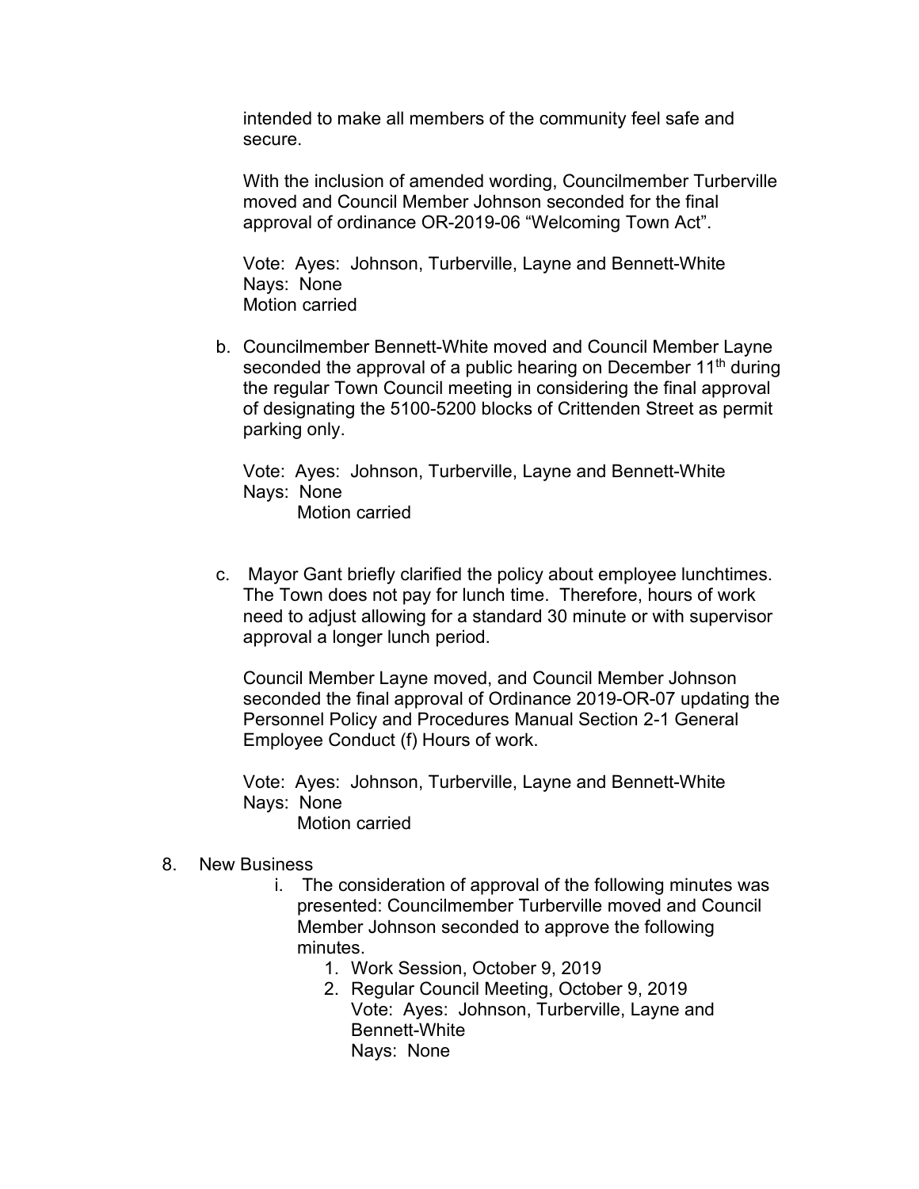intended to make all members of the community feel safe and secure.

With the inclusion of amended wording, Councilmember Turberville moved and Council Member Johnson seconded for the final approval of ordinance OR-2019-06 "Welcoming Town Act".

Vote: Ayes: Johnson, Turberville, Layne and Bennett-White
Nays: None
Motion carried

b. Councilmember Bennett-White moved and Council Member Layne seconded the approval of a public hearing on December 11th during the regular Town Council meeting in considering the final approval of designating the 5100-5200 blocks of Crittenden Street as permit parking only.

   Vote: Ayes: Johnson, Turberville, Layne and Bennett-White
   Nays: None
   Motion carried

c. Mayor Gant briefly clarified the policy about employee lunchtimes. The Town does not pay for lunch time. Therefore, hours of work need to adjust allowing for a standard 30 minute or with supervisor approval a longer lunch period.

   Council Member Layne moved, and Council Member Johnson seconded the final approval of Ordinance 2019-OR-07 updating the Personnel Policy and Procedures Manual Section 2-1 General Employee Conduct (f) Hours of work.

   Vote: Ayes: Johnson, Turberville, Layne and Bennett-White
   Nays: None
   Motion carried

8. New Business
   i. The consideration of approval of the following minutes was presented: Councilmember Turberville moved and Council Member Johnson seconded to approve the following minutes.
      1. Work Session, October 9, 2019
      2. Regular Council Meeting, October 9, 2019
         Vote: Ayes: Johnson, Turberville, Layne and Bennett-White
         Nays: None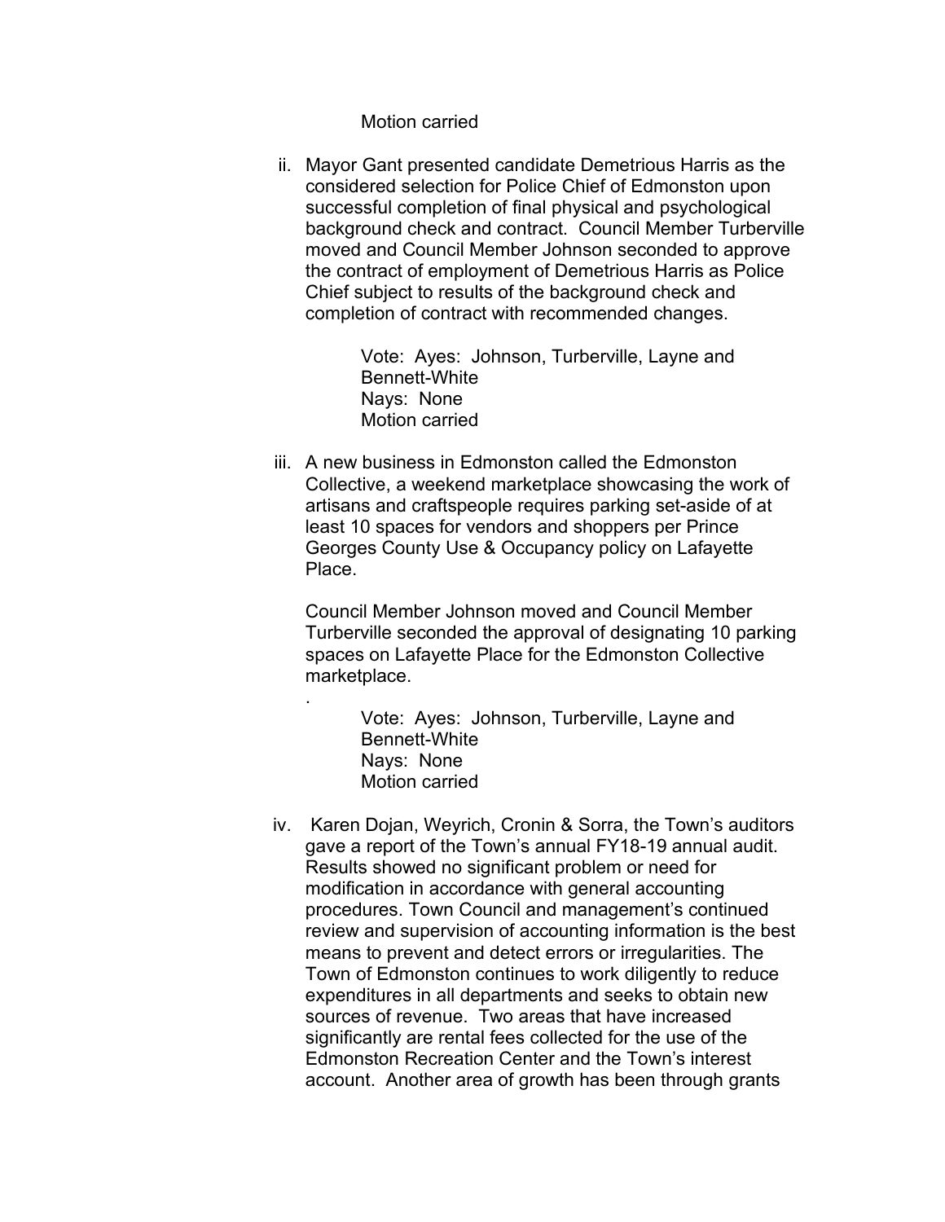Motion carried

ii. Mayor Gant presented candidate Demetrious Harris as the considered selection for Police Chief of Edmonston upon successful completion of final physical and psychological background check and contract. Council Member Turberville moved and Council Member Johnson seconded to approve the contract of employment of Demetrious Harris as Police Chief subject to results of the background check and completion of contract with recommended changes.

Vote: Ayes: Johnson, Turberville, Layne and Bennett-White
Nays: None
Motion carried

iii. A new business in Edmonston called the Edmonston Collective, a weekend marketplace showcasing the work of artisans and craftspeople requires parking set-aside of at least 10 spaces for vendors and shoppers per Prince Georges County Use & Occupancy policy on Lafayette Place.

Council Member Johnson moved and Council Member Turberville seconded the approval of designating 10 parking spaces on Lafayette Place for the Edmonston Collective marketplace.

.

Vote: Ayes: Johnson, Turberville, Layne and Bennett-White
Nays: None
Motion carried

iv. Karen Dojan, Weyrich, Cronin & Sorra, the Town's auditors gave a report of the Town's annual FY18-19 annual audit. Results showed no significant problem or need for modification in accordance with general accounting procedures. Town Council and management's continued review and supervision of accounting information is the best means to prevent and detect errors or irregularities. The Town of Edmonston continues to work diligently to reduce expenditures in all departments and seeks to obtain new sources of revenue. Two areas that have increased significantly are rental fees collected for the use of the Edmonston Recreation Center and the Town's interest account. Another area of growth has been through grants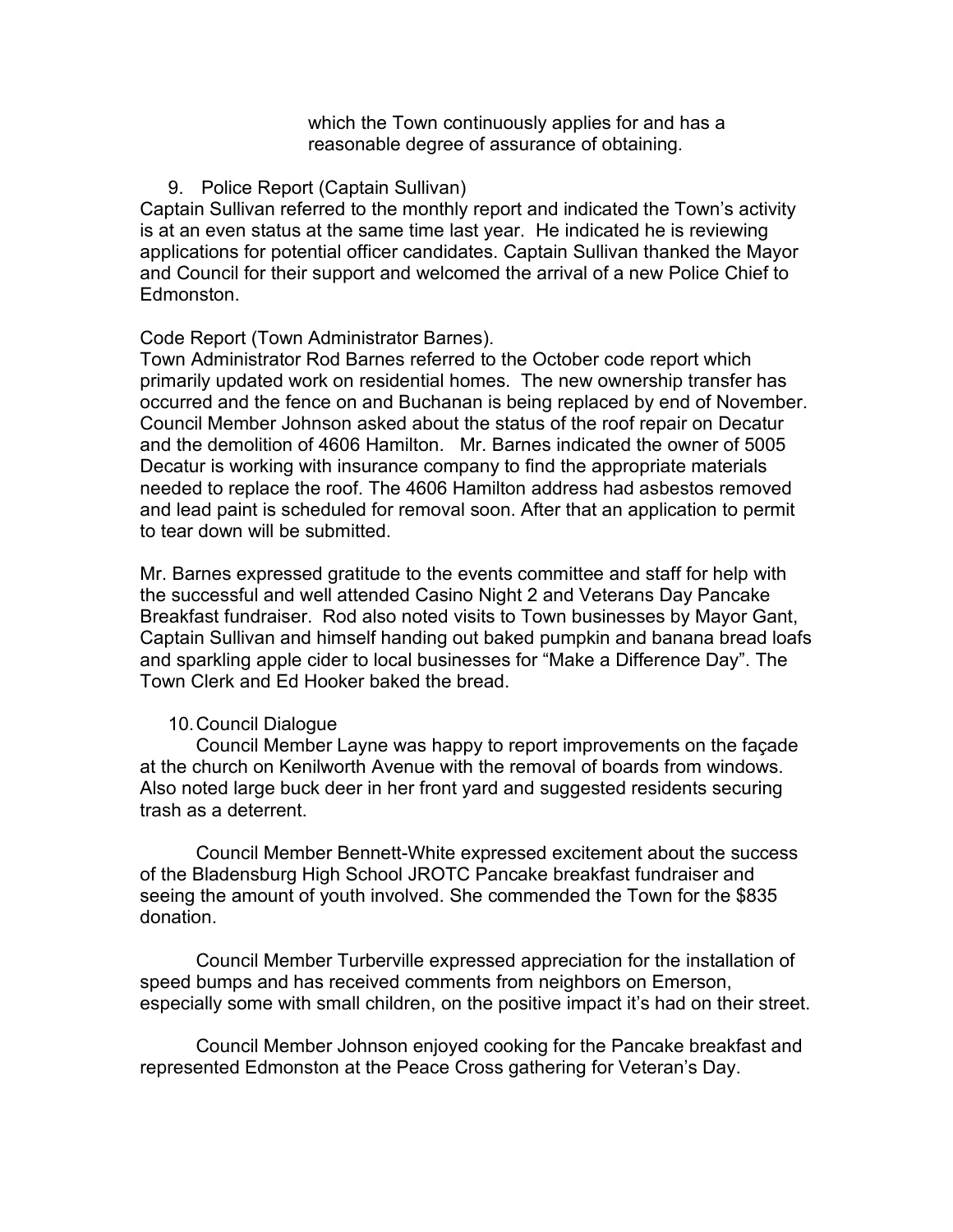which the Town continuously applies for and has a reasonable degree of assurance of obtaining.

9. Police Report (Captain Sullivan)

Captain Sullivan referred to the monthly report and indicated the Town's activity is at an even status at the same time last year. He indicated he is reviewing applications for potential officer candidates. Captain Sullivan thanked the Mayor and Council for their support and welcomed the arrival of a new Police Chief to Edmonston.

Code Report (Town Administrator Barnes).

Town Administrator Rod Barnes referred to the October code report which primarily updated work on residential homes. The new ownership transfer has occurred and the fence on and Buchanan is being replaced by end of November. Council Member Johnson asked about the status of the roof repair on Decatur and the demolition of 4606 Hamilton. Mr. Barnes indicated the owner of 5005 Decatur is working with insurance company to find the appropriate materials needed to replace the roof. The 4606 Hamilton address had asbestos removed and lead paint is scheduled for removal soon. After that an application to permit to tear down will be submitted.

Mr. Barnes expressed gratitude to the events committee and staff for help with the successful and well attended Casino Night 2 and Veterans Day Pancake Breakfast fundraiser. Rod also noted visits to Town businesses by Mayor Gant, Captain Sullivan and himself handing out baked pumpkin and banana bread loafs and sparkling apple cider to local businesses for "Make a Difference Day". The Town Clerk and Ed Hooker baked the bread.

10. Council Dialogue

Council Member Layne was happy to report improvements on the façade at the church on Kenilworth Avenue with the removal of boards from windows. Also noted large buck deer in her front yard and suggested residents securing trash as a deterrent.

Council Member Bennett-White expressed excitement about the success of the Bladensburg High School JROTC Pancake breakfast fundraiser and seeing the amount of youth involved. She commended the Town for the $835 donation.

Council Member Turberville expressed appreciation for the installation of speed bumps and has received comments from neighbors on Emerson, especially some with small children, on the positive impact it's had on their street.

Council Member Johnson enjoyed cooking for the Pancake breakfast and represented Edmonston at the Peace Cross gathering for Veteran's Day.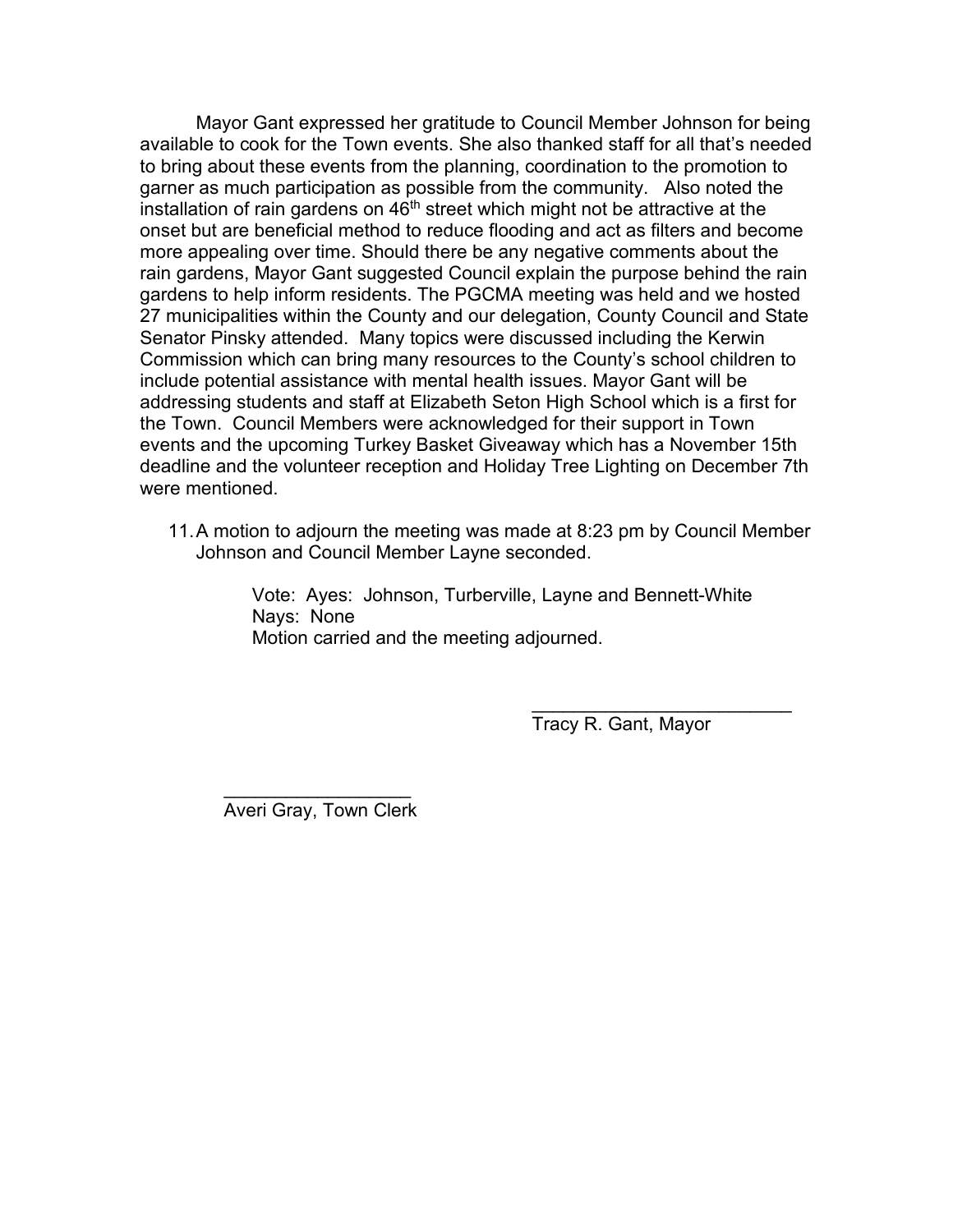Mayor Gant expressed her gratitude to Council Member Johnson for being available to cook for the Town events. She also thanked staff for all that's needed to bring about these events from the planning, coordination to the promotion to garner as much participation as possible from the community. Also noted the installation of rain gardens on 46th street which might not be attractive at the onset but are beneficial method to reduce flooding and act as filters and become more appealing over time. Should there be any negative comments about the rain gardens, Mayor Gant suggested Council explain the purpose behind the rain gardens to help inform residents. The PGCMA meeting was held and we hosted 27 municipalities within the County and our delegation, County Council and State Senator Pinsky attended. Many topics were discussed including the Kerwin Commission which can bring many resources to the County's school children to include potential assistance with mental health issues. Mayor Gant will be addressing students and staff at Elizabeth Seton High School which is a first for the Town. Council Members were acknowledged for their support in Town events and the upcoming Turkey Basket Giveaway which has a November 15th deadline and the volunteer reception and Holiday Tree Lighting on December 7th were mentioned.

11. A motion to adjourn the meeting was made at 8:23 pm by Council Member Johnson and Council Member Layne seconded.

    Vote: Ayes: Johnson, Turberville, Layne and Bennett-White
    Nays: None
    Motion carried and the meeting adjourned.

\_\_\_\_\_\_\_\_\_\_\_\_\_\_\_\_\_\_\_\_\_\_\_\_\_\_
Tracy R. Gant, Mayor

\_\_\_\_\_\_\_\_\_\_\_\_\_\_\_\_\_\_\_
Averi Gray, Town Clerk